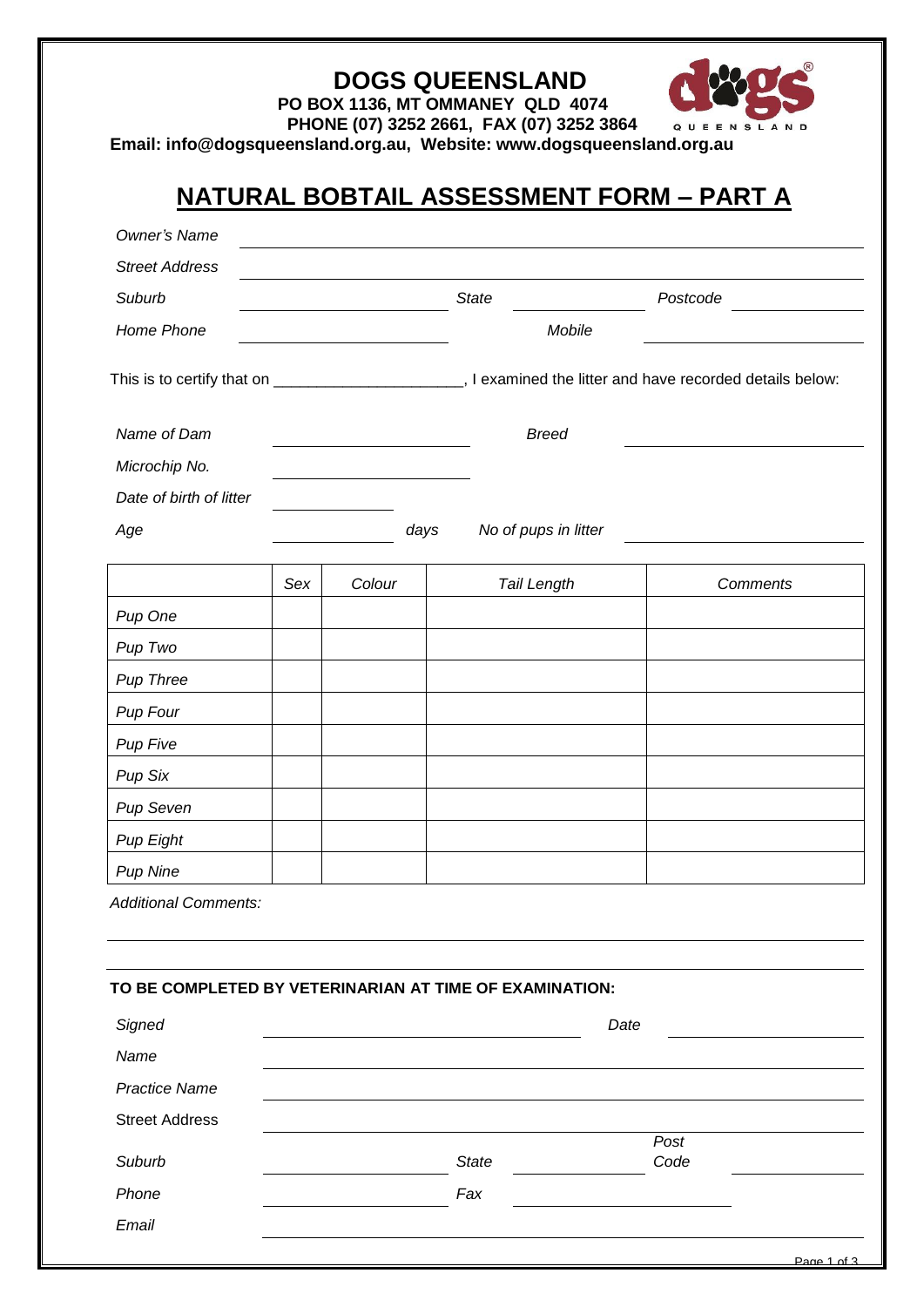# DOGS QUEENSLAND

**PO BOX 1136, MT OMMANEY QLD 4074**
**PHONE (07) 3252 2661, FAX (07) 3252 3864**
**Email: info@dogsqueensland.org.au, Website: www.dogsqueensland.org.au**

## NATURAL BOBTAIL ASSESSMENT FORM – PART A

*Owner's Name* ______________________________

*Street Address* ______________________________

*Suburb* ______________ *State* ______________ *Postcode* ______________

*Home Phone* ______________ *Mobile* ______________

This is to certify that on ______________________, I examined the litter and have recorded details below:

*Name of Dam* ______________ *Breed* ______________

*Microchip No.* ______________

*Date of birth of litter* ______________

*Age* ______________ *days* *No of pups in litter* ______________

| | *Sex* | *Colour* | *Tail Length* | *Comments* |
|---|---|---|---|---|
| *Pup One* | | | | |
| *Pup Two* | | | | |
| *Pup Three* | | | | |
| *Pup Four* | | | | |
| *Pup Five* | | | | |
| *Pup Six* | | | | |
| *Pup Seven* | | | | |
| *Pup Eight* | | | | |
| *Pup Nine* | | | | |

*Additional Comments:*

______________________________

______________________________

**TO BE COMPLETED BY VETERINARIAN AT TIME OF EXAMINATION:**

*Signed* ______________________________ *Date* ______________

*Name* ______________________________

*Practice Name* ______________________________

Street Address ______________________________

*Suburb* ______________ *State* ______________ *Post Code* ______________

*Phone* ______________ *Fax* ______________

*Email* ______________________________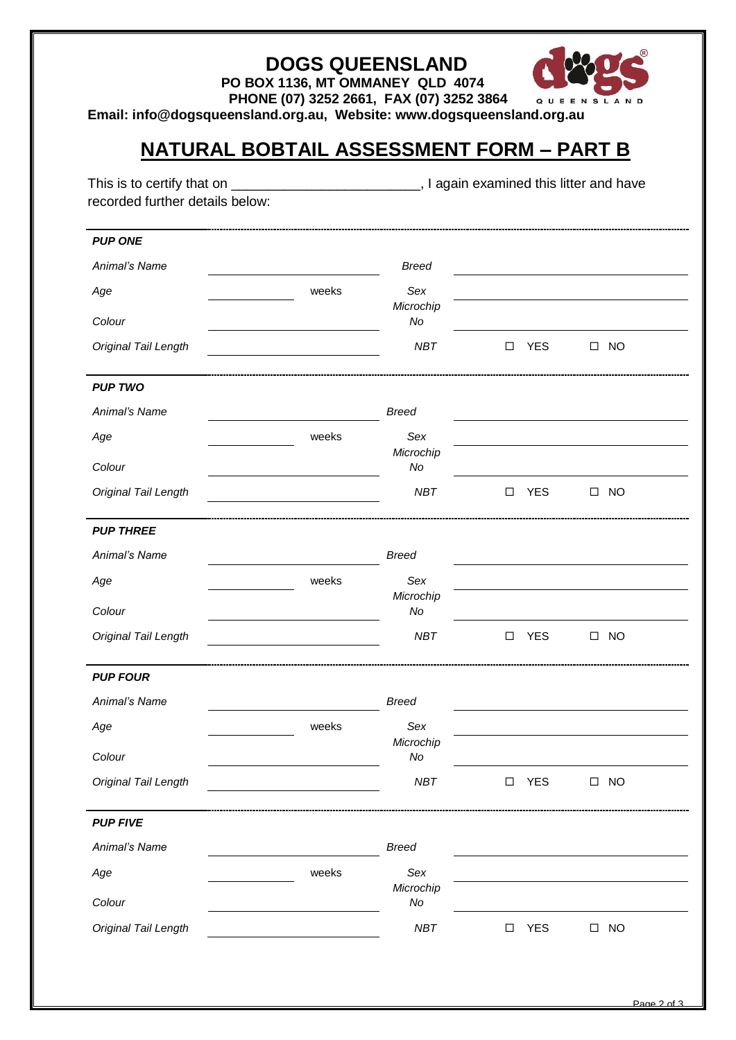# DOGS QUEENSLAND

**PO BOX 1136, MT OMMANEY QLD 4074**
**PHONE (07) 3252 2661, FAX (07) 3252 3864**
**Email: info@dogsqueensland.org.au, Website: www.dogsqueensland.org.au**

## NATURAL BOBTAIL ASSESSMENT FORM – PART B

This is to certify that on ________________________, I again examined this litter and have recorded further details below:

***PUP ONE***

| | | | |
|---|---|---|---|
| *Animal's Name* | ____________ | *Breed* | ____________ |
| *Age* | ______ weeks | *Sex* | ____________ |
| *Colour* | ____________ | *Microchip No* | ____________ |
| *Original Tail Length* | ____________ | *NBT* | ☐ YES ☐ NO |

***PUP TWO***

| | | | |
|---|---|---|---|
| *Animal's Name* | ____________ | *Breed* | ____________ |
| *Age* | ______ weeks | *Sex* | ____________ |
| *Colour* | ____________ | *Microchip No* | ____________ |
| *Original Tail Length* | ____________ | *NBT* | ☐ YES ☐ NO |

***PUP THREE***

| | | | |
|---|---|---|---|
| *Animal's Name* | ____________ | *Breed* | ____________ |
| *Age* | ______ weeks | *Sex* | ____________ |
| *Colour* | ____________ | *Microchip No* | ____________ |
| *Original Tail Length* | ____________ | *NBT* | ☐ YES ☐ NO |

***PUP FOUR***

| | | | |
|---|---|---|---|
| *Animal's Name* | ____________ | *Breed* | ____________ |
| *Age* | ______ weeks | *Sex* | ____________ |
| *Colour* | ____________ | *Microchip No* | ____________ |
| *Original Tail Length* | ____________ | *NBT* | ☐ YES ☐ NO |

***PUP FIVE***

| | | | |
|---|---|---|---|
| *Animal's Name* | ____________ | *Breed* | ____________ |
| *Age* | ______ weeks | *Sex* | ____________ |
| *Colour* | ____________ | *Microchip No* | ____________ |
| *Original Tail Length* | ____________ | *NBT* | ☐ YES ☐ NO |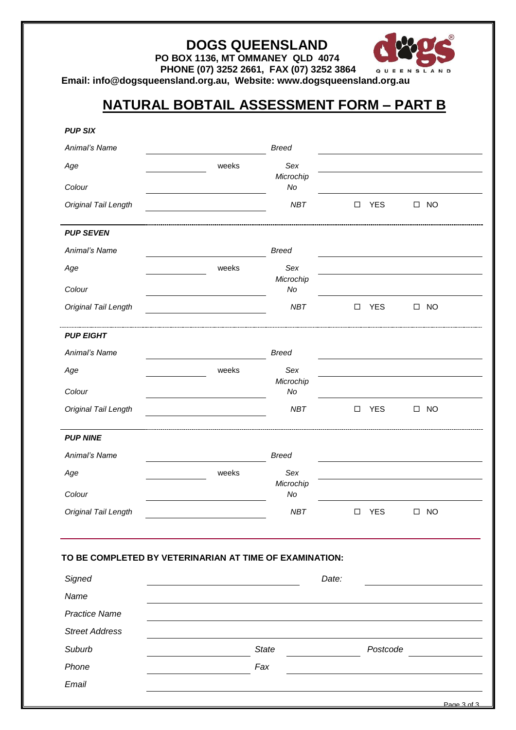# DOGS QUEENSLAND

**PO BOX 1136, MT OMMANEY QLD 4074**
**PHONE (07) 3252 2661, FAX (07) 3252 3864**
**Email: info@dogsqueensland.org.au, Website: www.dogsqueensland.org.au**

## NATURAL BOBTAIL ASSESSMENT FORM – PART B

***PUP SIX***

| | | | |
|---|---|---|---|
| *Animal's Name* | | *Breed* | |
| *Age* | weeks | *Sex* | |
| *Colour* | | *Microchip No* | |
| *Original Tail Length* | | *NBT* | ☐ YES ☐ NO |

***PUP SEVEN***

| | | | |
|---|---|---|---|
| *Animal's Name* | | *Breed* | |
| *Age* | weeks | *Sex* | |
| *Colour* | | *Microchip No* | |
| *Original Tail Length* | | *NBT* | ☐ YES ☐ NO |

***PUP EIGHT***

| | | | |
|---|---|---|---|
| *Animal's Name* | | *Breed* | |
| *Age* | weeks | *Sex* | |
| *Colour* | | *Microchip No* | |
| *Original Tail Length* | | *NBT* | ☐ YES ☐ NO |

***PUP NINE***

| | | | |
|---|---|---|---|
| *Animal's Name* | | *Breed* | |
| *Age* | weeks | *Sex* | |
| *Colour* | | *Microchip No* | |
| *Original Tail Length* | | *NBT* | ☐ YES ☐ NO |

**TO BE COMPLETED BY VETERINARIAN AT TIME OF EXAMINATION:**

| | | | | | |
|---|---|---|---|---|---|
| *Signed* | | | *Date:* | | |
| *Name* | | | | | |
| *Practice Name* | | | | | |
| *Street Address* | | | | | |
| *Suburb* | | *State* | | *Postcode* | |
| *Phone* | | *Fax* | | | |
| *Email* | | | | | |